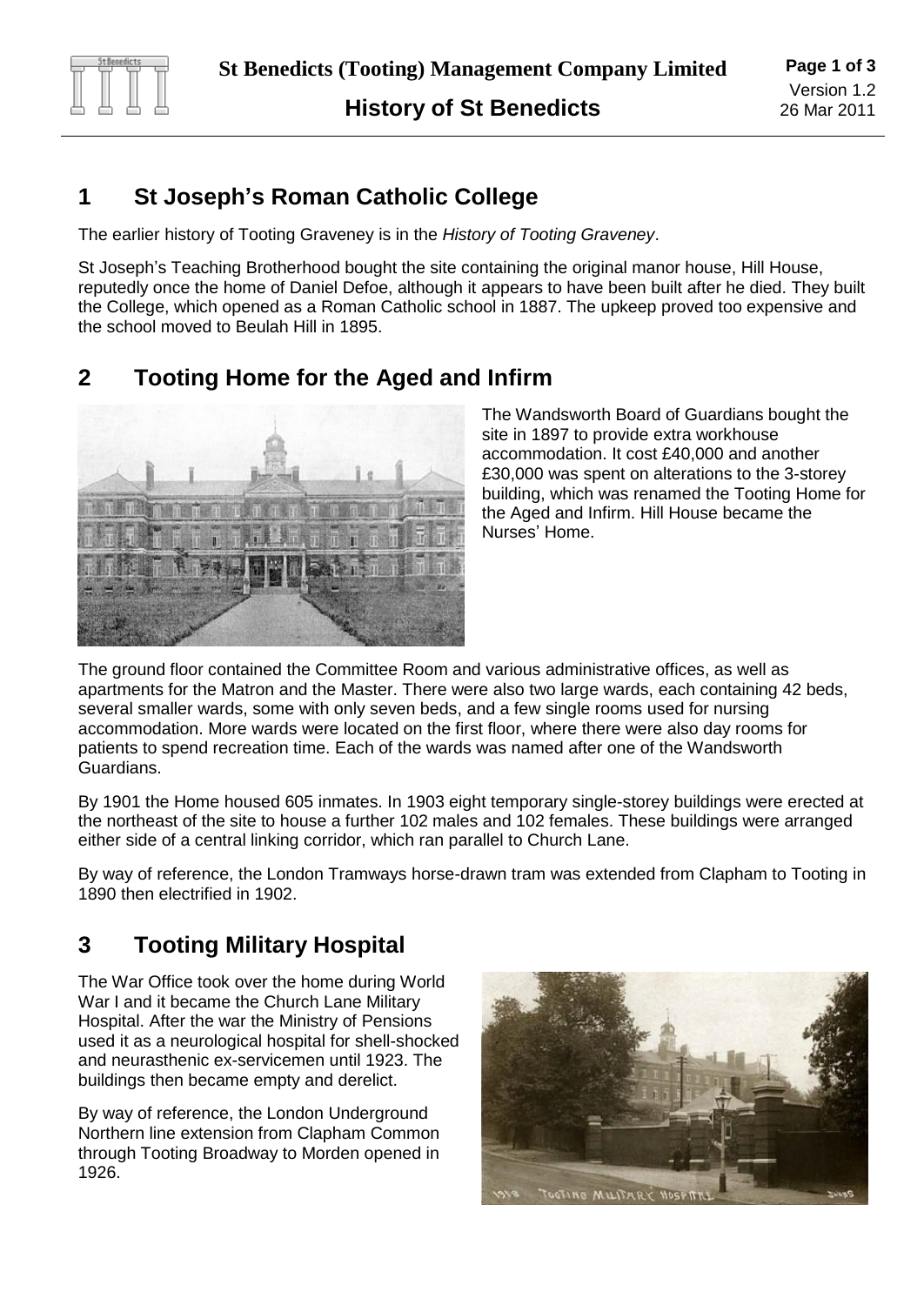## 1 St Joseph's Roman Catholic College

The earlier history of Tooting Graveney is in the *History of Tooting Graveney*.

St Joseph's Teaching Brotherhood bought the site containing the original manor house, Hill House, reputedly once the home of Daniel Defoe, although it appears to have been built after he died. They built the College, which opened as a Roman Catholic school in 1887. The upkeep proved too expensive and the school moved to Beulah Hill in 1895.

## 2 Tooting Home for the Aged and Infirm

The Wandsworth Board of Guardians bought the site in 1897 to provide extra workhouse accommodation. It cost £40,000 and another £30,000 was spent on alterations to the 3-storey building, which was renamed the Tooting Home for the Aged and Infirm. Hill House became the Nurses' Home.

The ground floor contained the Committee Room and various administrative offices, as well as apartments for the Matron and the Master. There were also two large wards, each containing 42 beds, several smaller wards, some with only seven beds, and a few single rooms used for nursing accommodation. More wards were located on the first floor, where there were also day rooms for patients to spend recreation time. Each of the wards was named after one of the Wandsworth Guardians.

By 1901 the Home housed 605 inmates. In 1903 eight temporary single-storey buildings were erected at the northeast of the site to house a further 102 males and 102 females. These buildings were arranged either side of a central linking corridor, which ran parallel to Church Lane.

By way of reference, the London Tramways horse-drawn tram was extended from Clapham to Tooting in 1890 then electrified in 1902.

## 3 Tooting Military Hospital

The War Office took over the home during World War I and it became the Church Lane Military Hospital. After the war the Ministry of Pensions used it as a neurological hospital for shell-shocked and neurasthenic ex-servicemen until 1923. The buildings then became empty and derelict.

By way of reference, the London Underground Northern line extension from Clapham Common through Tooting Broadway to Morden opened in 1926.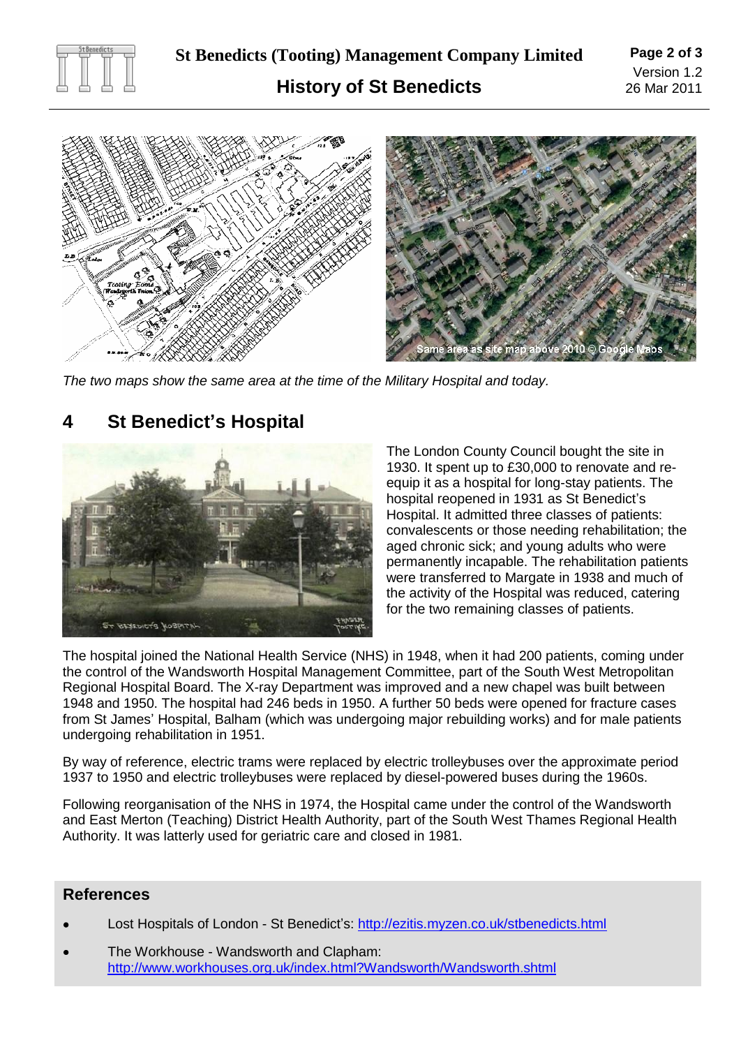*The two maps show the same area at the time of the Military Hospital and today.*

## 4 St Benedict's Hospital

The London County Council bought the site in 1930. It spent up to £30,000 to renovate and re-equip it as a hospital for long-stay patients. The hospital reopened in 1931 as St Benedict's Hospital. It admitted three classes of patients: convalescents or those needing rehabilitation; the aged chronic sick; and young adults who were permanently incapable. The rehabilitation patients were transferred to Margate in 1938 and much of the activity of the Hospital was reduced, catering for the two remaining classes of patients.

The hospital joined the National Health Service (NHS) in 1948, when it had 200 patients, coming under the control of the Wandsworth Hospital Management Committee, part of the South West Metropolitan Regional Hospital Board. The X-ray Department was improved and a new chapel was built between 1948 and 1950. The hospital had 246 beds in 1950. A further 50 beds were opened for fracture cases from St James' Hospital, Balham (which was undergoing major rebuilding works) and for male patients undergoing rehabilitation in 1951.

By way of reference, electric trams were replaced by electric trolleybuses over the approximate period 1937 to 1950 and electric trolleybuses were replaced by diesel-powered buses during the 1960s.

Following reorganisation of the NHS in 1974, the Hospital came under the control of the Wandsworth and East Merton (Teaching) District Health Authority, part of the South West Thames Regional Health Authority. It was latterly used for geriatric care and closed in 1981.

### References

- Lost Hospitals of London - St Benedict's: http://ezitis.myzen.co.uk/stbenedicts.html
- The Workhouse - Wandsworth and Clapham: http://www.workhouses.org.uk/index.html?Wandsworth/Wandsworth.shtml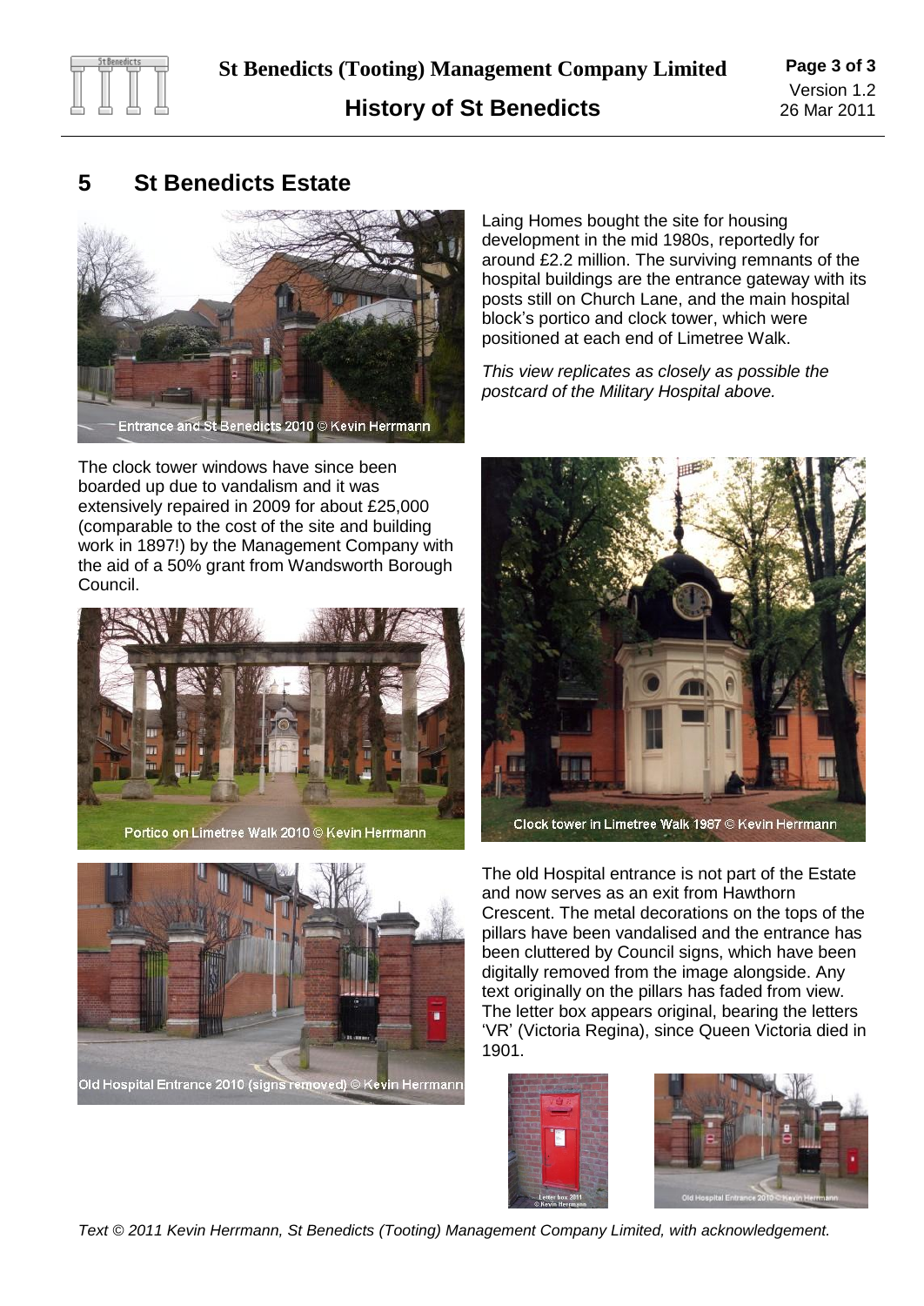## 5 St Benedicts Estate

Entrance and St Benedicts 2010 © Kevin Herrmann

Laing Homes bought the site for housing development in the mid 1980s, reportedly for around £2.2 million. The surviving remnants of the hospital buildings are the entrance gateway with its posts still on Church Lane, and the main hospital block's portico and clock tower, which were positioned at each end of Limetree Walk.

*This view replicates as closely as possible the postcard of the Military Hospital above.*

The clock tower windows have since been boarded up due to vandalism and it was extensively repaired in 2009 for about £25,000 (comparable to the cost of the site and building work in 1897!) by the Management Company with the aid of a 50% grant from Wandsworth Borough Council.

Portico on Limetree Walk 2010 © Kevin Herrmann

Clock tower in Limetree Walk 1987 © Kevin Herrmann

Old Hospital Entrance 2010 (signs removed) © Kevin Herrmann

The old Hospital entrance is not part of the Estate and now serves as an exit from Hawthorn Crescent. The metal decorations on the tops of the pillars have been vandalised and the entrance has been cluttered by Council signs, which have been digitally removed from the image alongside. Any text originally on the pillars has faded from view. The letter box appears original, bearing the letters 'VR' (Victoria Regina), since Queen Victoria died in 1901.

Letter box 2011 © Kevin Herrmann

Old Hospital Entrance 2010 © Kevin Herrmann

*Text © 2011 Kevin Herrmann, St Benedicts (Tooting) Management Company Limited, with acknowledgement.*